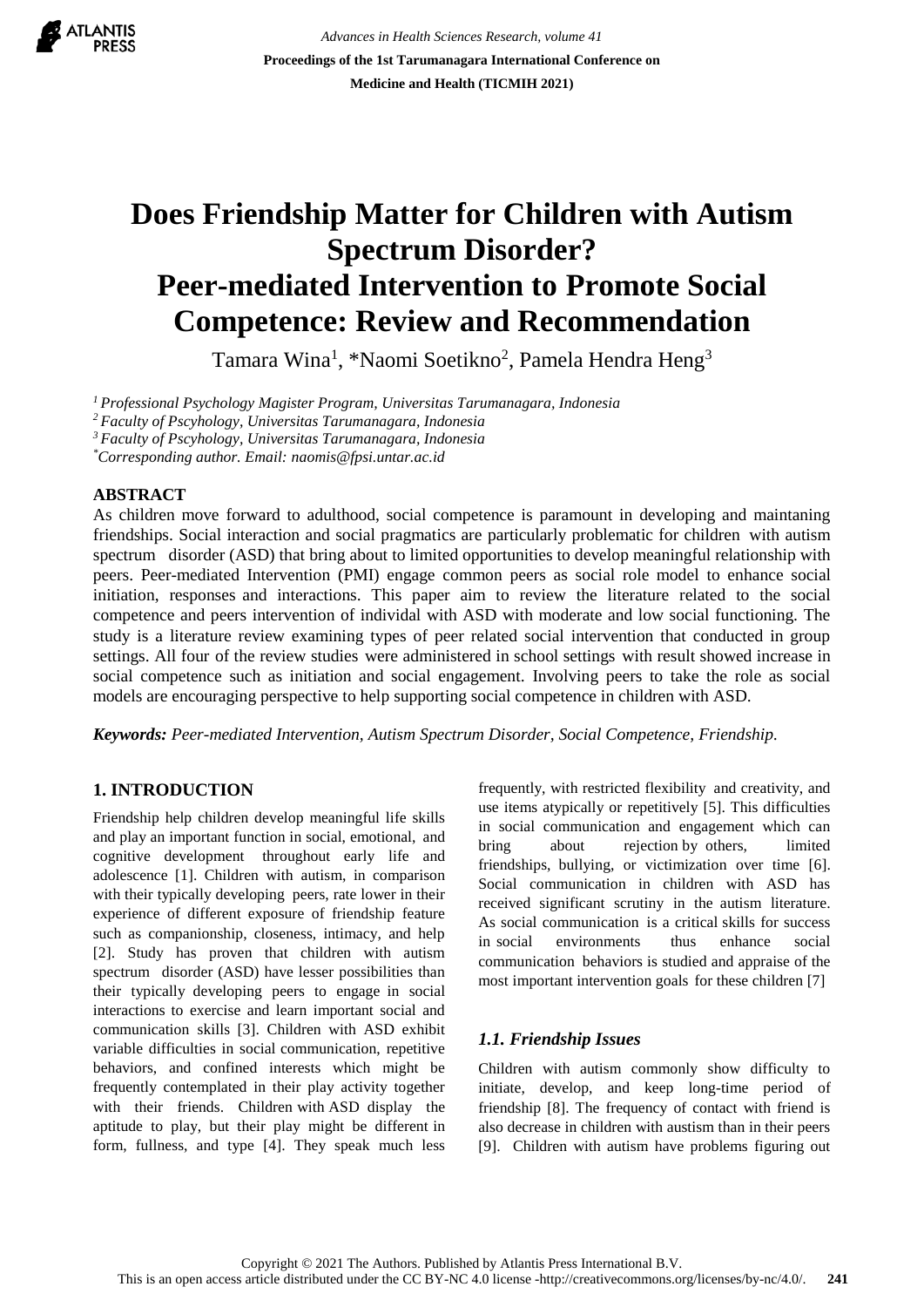# Does Friendship Matter for Children with Autism Spectrum Disorder? Peer-mediated Intervention to Promote Social Competence: Review and Recommendation

Tamara Wina[1], *Naomi Soetikno[2], Pamela Hendra Heng[3]

*[1] Professional Psychology Magister Program, Universitas Tarumanagara, Indonesia*
*[2] Faculty of Pscyhology, Universitas Tarumanagara, Indonesia*
*[3] Faculty of Pscyhology, Universitas Tarumanagara, Indonesia*
*[*]Corresponding author. Email: naomis@fpsi.untar.ac.id*

## ABSTRACT

As children move forward to adulthood, social competence is paramount in developing and maintaning friendships. Social interaction and social pragmatics are particularly problematic for children with autism spectrum disorder (ASD) that bring about to limited opportunities to develop meaningful relationship with peers. Peer-mediated Intervention (PMI) engage common peers as social role model to enhance social initiation, responses and interactions. This paper aim to review the literature related to the social competence and peers intervention of individual with ASD with moderate and low social functioning. The study is a literature review examining types of peer related social intervention that conducted in group settings. All four of the review studies were administered in school settings with result showed increase in social competence such as initiation and social engagement. Involving peers to take the role as social models are encouraging perspective to help supporting social competence in children with ASD.

***Keywords:*** *Peer-mediated Intervention, Autism Spectrum Disorder, Social Competence, Friendship.*

## 1. INTRODUCTION

Friendship help children develop meaningful life skills and play an important function in social, emotional, and cognitive development throughout early life and adolescence [1]. Children with autism, in comparison with their typically developing peers, rate lower in their experience of different exposure of friendship feature such as companionship, closeness, intimacy, and help [2]. Study has proven that children with autism spectrum disorder (ASD) have lesser possibilities than their typically developing peers to engage in social interactions to exercise and learn important social and communication skills [3]. Children with ASD exhibit variable difficulties in social communication, repetitive behaviors, and confined interests which might be frequently contemplated in their play activity together with their friends. Children with ASD display the aptitude to play, but their play might be different in form, fullness, and type [4]. They speak much less frequently, with restricted flexibility and creativity, and use items atypically or repetitively [5]. This difficulties in social communication and engagement which can bring about rejection by others, limited friendships, bullying, or victimization over time [6]. Social communication in children with ASD has received significant scrutiny in the autism literature. As social communication is a critical skills for success in social environments thus enhance social communication behaviors is studied and appraise of the most important intervention goals for these children [7]

### *1.1. Friendship Issues*

Children with autism commonly show difficulty to initiate, develop, and keep long-time period of friendship [8]. The frequency of contact with friend is also decrease in children with austism than in their peers [9]. Children with autism have problems figuring out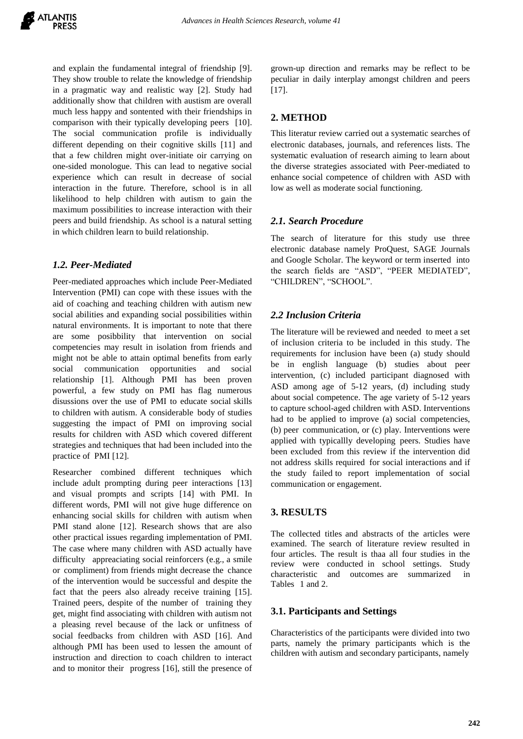and explain the fundamental integral of friendship [9]. They show trouble to relate the knowledge of friendship in a pragmatic way and realistic way [2]. Study had additionally show that children with austism are overall much less happy and sontented with their friendships in comparison with their typically developing peers [10]. The social communication profile is individually different depending on their cognitive skills [11] and that a few children might over-initiate oir carrying on one-sided monologue. This can lead to negative social experience which can result in decrease of social interaction in the future. Therefore, school is in all likelihood to help children with autism to gain the maximum possibilities to increase interaction with their peers and build friendship. As school is a natural setting in which children learn to build relationship.

### *1.2. Peer-Mediated*

Peer-mediated approaches which include Peer-Mediated Intervention (PMI) can cope with these issues with the aid of coaching and teaching children with autism new social abilities and expanding social possibilities within natural environments. It is important to note that there are some posibbility that intervention on social competencies may result in isolation from friends and might not be able to attain optimal benefits from early social communication opportunities and social relationship [1]. Although PMI has been proven powerful, a few study on PMI has flag numerous disussions over the use of PMI to educate social skills to children with autism. A considerable body of studies suggesting the impact of PMI on improving social results for children with ASD which covered different strategies and techniques that had been included into the practice of PMI [12].

Researcher combined different techniques which include adult prompting during peer interactions [13] and visual prompts and scripts [14] with PMI. In different words, PMI will not give huge difference on enhancing social skills for children with autism when PMI stand alone [12]. Research shows that are also other practical issues regarding implementation of PMI. The case where many children with ASD actually have difficulty appreaciating social reinforcers (e.g., a smile or compliment) from friends might decrease the chance of the intervention would be successful and despite the fact that the peers also already receive training [15]. Trained peers, despite of the number of training they get, might find associating with children with autism not a pleasing revel because of the lack or unfitness of social feedbacks from children with ASD [16]. And although PMI has been used to lessen the amount of instruction and direction to coach children to interact and to monitor their progress [16], still the presence of grown-up direction and remarks may be reflect to be peculiar in daily interplay amongst children and peers [17].

## 2. METHOD

This literatur review carried out a systematic searches of electronic databases, journals, and references lists. The systematic evaluation of research aiming to learn about the diverse strategies associated with Peer-mediated to enhance social competence of children with ASD with low as well as moderate social functioning.

### *2.1. Search Procedure*

The search of literature for this study use three electronic database namely ProQuest, SAGE Journals and Google Scholar. The keyword or term inserted into the search fields are "ASD", "PEER MEDIATED", "CHILDREN", "SCHOOL".

### *2.2 Inclusion Criteria*

The literature will be reviewed and needed to meet a set of inclusion criteria to be included in this study. The requirements for inclusion have been (a) study should be in english language (b) studies about peer intervention, (c) included participant diagnosed with ASD among age of 5-12 years, (d) including study about social competence. The age variety of 5-12 years to capture school-aged children with ASD. Interventions had to be applied to improve (a) social competencies, (b) peer communication, or (c) play. Interventions were applied with typicallly developing peers. Studies have been excluded from this review if the intervention did not address skills required for social interactions and if the study failed to report implementation of social communication or engagement.

## 3. RESULTS

The collected titles and abstracts of the articles were examined. The search of literature review resulted in four articles. The result is thaa all four studies in the review were conducted in school settings. Study characteristic and outcomes are summarized in Tables 1 and 2.

### 3.1. Participants and Settings

Characteristics of the participants were divided into two parts, namely the primary participants which is the children with autism and secondary participants, namely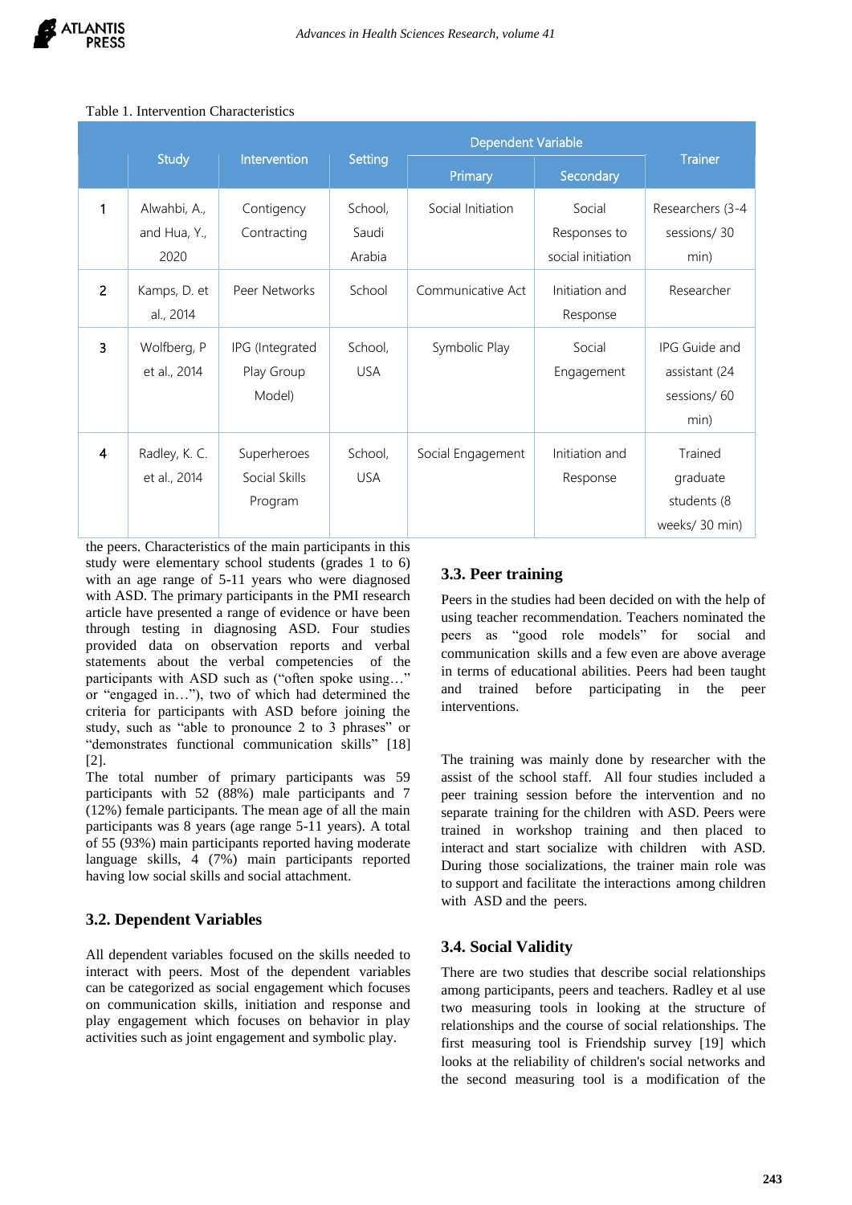Table 1. Intervention Characteristics

| | Study | Intervention | Setting | Dependent Variable | | Trainer |
|---|---|---|---|---|---|---|
| | | | | Primary | Secondary | |
| 1 | Alwahbi, A., and Hua, Y., 2020 | Contigency Contracting | School, Saudi Arabia | Social Initiation | Social Responses to social initiation | Researchers (3-4 sessions/ 30 min) |
| 2 | Kamps, D. et al., 2014 | Peer Networks | School | Communicative Act | Initiation and Response | Researcher |
| 3 | Wolfberg, P et al., 2014 | IPG (Integrated Play Group Model) | School, USA | Symbolic Play | Social Engagement | IPG Guide and assistant (24 sessions/ 60 min) |
| 4 | Radley, K. C. et al., 2014 | Superheroes Social Skills Program | School, USA | Social Engagement | Initiation and Response | Trained graduate students (8 weeks/ 30 min) |

the peers. Characteristics of the main participants in this study were elementary school students (grades 1 to 6) with an age range of 5-11 years who were diagnosed with ASD. The primary participants in the PMI research article have presented a range of evidence or have been through testing in diagnosing ASD. Four studies provided data on observation reports and verbal statements about the verbal competencies of the participants with ASD such as ("often spoke using…" or "engaged in…"), two of which had determined the criteria for participants with ASD before joining the study, such as "able to pronounce 2 to 3 phrases" or "demonstrates functional communication skills" [18] [2].

The total number of primary participants was 59 participants with 52 (88%) male participants and 7 (12%) female participants. The mean age of all the main participants was 8 years (age range 5-11 years). A total of 55 (93%) main participants reported having moderate language skills, 4 (7%) main participants reported having low social skills and social attachment.

### 3.2. Dependent Variables

All dependent variables focused on the skills needed to interact with peers. Most of the dependent variables can be categorized as social engagement which focuses on communication skills, initiation and response and play engagement which focuses on behavior in play activities such as joint engagement and symbolic play.

### 3.3. Peer training

Peers in the studies had been decided on with the help of using teacher recommendation. Teachers nominated the peers as "good role models" for social and communication skills and a few even are above average in terms of educational abilities. Peers had been taught and trained before participating in the peer interventions.

The training was mainly done by researcher with the assist of the school staff. All four studies included a peer training session before the intervention and no separate training for the children with ASD. Peers were trained in workshop training and then placed to interact and start socialize with children with ASD. During those socializations, the trainer main role was to support and facilitate the interactions among children with ASD and the peers.

### 3.4. Social Validity

There are two studies that describe social relationships among participants, peers and teachers. Radley et al use two measuring tools in looking at the structure of relationships and the course of social relationships. The first measuring tool is Friendship survey [19] which looks at the reliability of children's social networks and the second measuring tool is a modification of the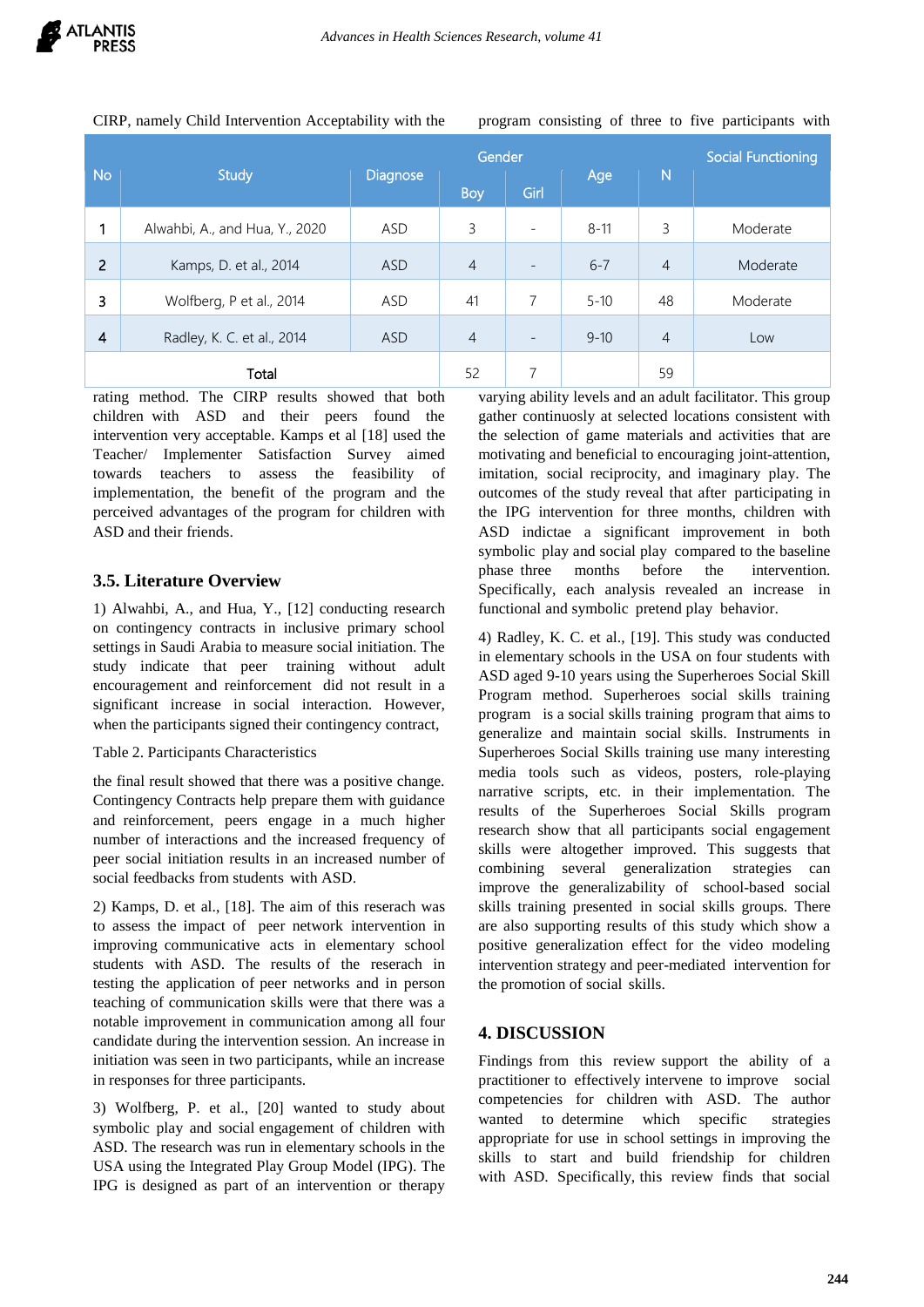CIRP, namely Child Intervention Acceptability with the rating method. The CIRP results showed that both children with ASD and their peers found the intervention very acceptable. Kamps et al [18] used the Teacher/ Implementer Satisfaction Survey aimed towards teachers to assess the feasibility of implementation, the benefit of the program and the perceived advantages of the program for children with ASD and their friends.

### 3.5. Literature Overview

1) Alwahbi, A., and Hua, Y., [12] conducting research on contingency contracts in inclusive primary school settings in Saudi Arabia to measure social initiation. The study indicate that peer training without adult encouragement and reinforcement did not result in a significant increase in social interaction. However, when the participants signed their contingency contract, the final result showed that there was a positive change. Contingency Contracts help prepare them with guidance and reinforcement, peers engage in a much higher number of interactions and the increased frequency of peer social initiation results in an increased number of social feedbacks from students with ASD.

Table 2. Participants Characteristics

| No | Study | Diagnose | Gender | | Age | N | Social Functioning |
|---|---|---|---|---|---|---|---|
| | | | Boy | Girl | | | |
| 1 | Alwahbi, A., and Hua, Y., 2020 | ASD | 3 | - | 8-11 | 3 | Moderate |
| 2 | Kamps, D. et al., 2014 | ASD | 4 | - | 6-7 | 4 | Moderate |
| 3 | Wolfberg, P et al., 2014 | ASD | 41 | 7 | 5-10 | 48 | Moderate |
| 4 | Radley, K. C. et al., 2014 | ASD | 4 | - | 9-10 | 4 | Low |
| Total | | | 52 | 7 | | 59 | |

2) Kamps, D. et al., [18]. The aim of this reserach was to assess the impact of peer network intervention in improving communicative acts in elementary school students with ASD. The results of the reserach in testing the application of peer networks and in person teaching of communication skills were that there was a notable improvement in communication among all four candidate during the intervention session. An increase in initiation was seen in two participants, while an increase in responses for three participants.

3) Wolfberg, P. et al., [20] wanted to study about symbolic play and social engagement of children with ASD. The research was run in elementary schools in the USA using the Integrated Play Group Model (IPG). The IPG is designed as part of an intervention or therapy program consisting of three to five participants with varying ability levels and an adult facilitator. This group gather continuosly at selected locations consistent with the selection of game materials and activities that are motivating and beneficial to encouraging joint-attention, imitation, social reciprocity, and imaginary play. The outcomes of the study reveal that after participating in the IPG intervention for three months, children with ASD indictae a significant improvement in both symbolic play and social play compared to the baseline phase three months before the intervention. Specifically, each analysis revealed an increase in functional and symbolic pretend play behavior.

4) Radley, K. C. et al., [19]. This study was conducted in elementary schools in the USA on four students with ASD aged 9-10 years using the Superheroes Social Skill Program method. Superheroes social skills training program is a social skills training program that aims to generalize and maintain social skills. Instruments in Superheroes Social Skills training use many interesting media tools such as videos, posters, role-playing narrative scripts, etc. in their implementation. The results of the Superheroes Social Skills program research show that all participants social engagement skills were altogether improved. This suggests that combining several generalization strategies can improve the generalizability of school-based social skills training presented in social skills groups. There are also supporting results of this study which show a positive generalization effect for the video modeling intervention strategy and peer-mediated intervention for the promotion of social skills.

## 4. DISCUSSION

Findings from this review support the ability of a practitioner to effectively intervene to improve social competencies for children with ASD. The author wanted to determine which specific strategies appropriate for use in school settings in improving the skills to start and build friendship for children with ASD. Specifically, this review finds that social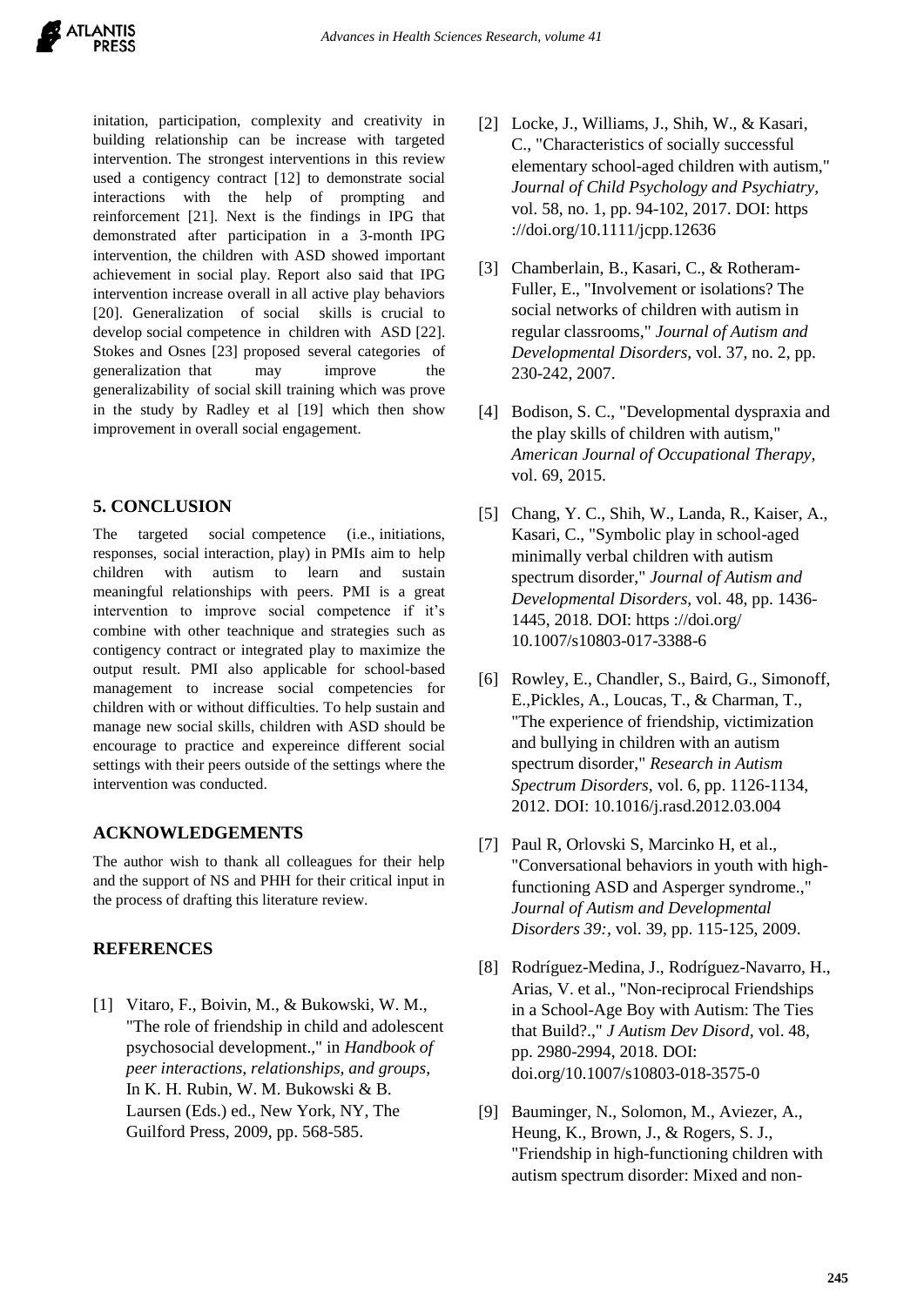initation, participation, complexity and creativity in building relationship can be increase with targeted intervention. The strongest interventions in this review used a contigency contract [12] to demonstrate social interactions with the help of prompting and reinforcement [21]. Next is the findings in IPG that demonstrated after participation in a 3-month IPG intervention, the children with ASD showed important achievement in social play. Report also said that IPG intervention increase overall in all active play behaviors [20]. Generalization of social skills is crucial to develop social competence in children with ASD [22]. Stokes and Osnes [23] proposed several categories of generalization that may improve the generalizability of social skill training which was prove in the study by Radley et al [19] which then show improvement in overall social engagement.

## 5. CONCLUSION

The targeted social competence (i.e., initiations, responses, social interaction, play) in PMIs aim to help children with autism to learn and sustain meaningful relationships with peers. PMI is a great intervention to improve social competence if it's combine with other teachnique and strategies such as contigency contract or integrated play to maximize the output result. PMI also applicable for school-based management to increase social competencies for children with or without difficulties. To help sustain and manage new social skills, children with ASD should be encourage to practice and expereince different social settings with their peers outside of the settings where the intervention was conducted.

## ACKNOWLEDGEMENTS

The author wish to thank all colleagues for their help and the support of NS and PHH for their critical input in the process of drafting this literature review.

## REFERENCES

[1] Vitaro, F., Boivin, M., & Bukowski, W. M., "The role of friendship in child and adolescent psychosocial development.," in *Handbook of peer interactions, relationships, and groups*, In K. H. Rubin, W. M. Bukowski & B. Laursen (Eds.) ed., New York, NY, The Guilford Press, 2009, pp. 568-585.

[2] Locke, J., Williams, J., Shih, W., & Kasari, C., "Characteristics of socially successful elementary school-aged children with autism," *Journal of Child Psychology and Psychiatry*, vol. 58, no. 1, pp. 94-102, 2017. DOI: https ://doi.org/10.1111/jcpp.12636

[3] Chamberlain, B., Kasari, C., & Rotheram-Fuller, E., "Involvement or isolations? The social networks of children with autism in regular classrooms," *Journal of Autism and Developmental Disorders*, vol. 37, no. 2, pp. 230-242, 2007.

[4] Bodison, S. C., "Developmental dyspraxia and the play skills of children with autism," *American Journal of Occupational Therapy*, vol. 69, 2015.

[5] Chang, Y. C., Shih, W., Landa, R., Kaiser, A., Kasari, C., "Symbolic play in school-aged minimally verbal children with autism spectrum disorder," *Journal of Autism and Developmental Disorders*, vol. 48, pp. 1436-1445, 2018. DOI: https ://doi.org/ 10.1007/s10803-017-3388-6

[6] Rowley, E., Chandler, S., Baird, G., Simonoff, E.,Pickles, A., Loucas, T., & Charman, T., "The experience of friendship, victimization and bullying in children with an autism spectrum disorder," *Research in Autism Spectrum Disorders*, vol. 6, pp. 1126-1134, 2012. DOI: 10.1016/j.rasd.2012.03.004

[7] Paul R, Orlovski S, Marcinko H, et al., "Conversational behaviors in youth with high-functioning ASD and Asperger syndrome.," *Journal of Autism and Developmental Disorders 39:*, vol. 39, pp. 115-125, 2009.

[8] Rodríguez-Medina, J., Rodríguez-Navarro, H., Arias, V. et al., "Non-reciprocal Friendships in a School-Age Boy with Autism: The Ties that Build?.," *J Autism Dev Disord*, vol. 48, pp. 2980-2994, 2018. DOI: doi.org/10.1007/s10803-018-3575-0

[9] Bauminger, N., Solomon, M., Aviezer, A., Heung, K., Brown, J., & Rogers, S. J., "Friendship in high-functioning children with autism spectrum disorder: Mixed and non-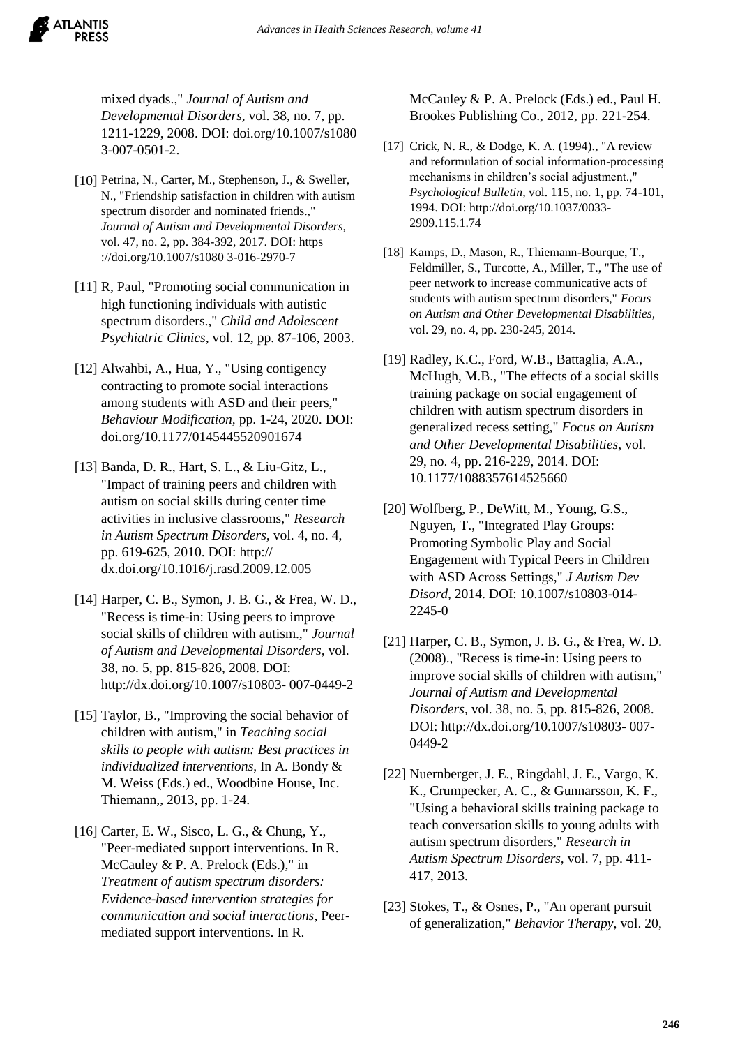mixed dyads.," *Journal of Autism and Developmental Disorders,* vol. 38, no. 7, pp. 1211-1229, 2008. DOI: doi.org/10.1007/s1080 3-007-0501-2.

[10] Petrina, N., Carter, M., Stephenson, J., & Sweller, N., "Friendship satisfaction in children with autism spectrum disorder and nominated friends.," *Journal of Autism and Developmental Disorders,* vol. 47, no. 2, pp. 384-392, 2017. DOI: https ://doi.org/10.1007/s1080 3-016-2970-7

[11] R, Paul, "Promoting social communication in high functioning individuals with autistic spectrum disorders.," *Child and Adolescent Psychiatric Clinics,* vol. 12, pp. 87-106, 2003.

[12] Alwahbi, A., Hua, Y., "Using contigency contracting to promote social interactions among students with ASD and their peers," *Behaviour Modification,* pp. 1-24, 2020. DOI: doi.org/10.1177/0145445520901674

[13] Banda, D. R., Hart, S. L., & Liu-Gitz, L., "Impact of training peers and children with autism on social skills during center time activities in inclusive classrooms," *Research in Autism Spectrum Disorders,* vol. 4, no. 4, pp. 619-625, 2010. DOI: http:// dx.doi.org/10.1016/j.rasd.2009.12.005

[14] Harper, C. B., Symon, J. B. G., & Frea, W. D., "Recess is time-in: Using peers to improve social skills of children with autism.," *Journal of Autism and Developmental Disorders,* vol. 38, no. 5, pp. 815-826, 2008. DOI: http://dx.doi.org/10.1007/s10803- 007-0449-2

[15] Taylor, B., "Improving the social behavior of children with autism," in *Teaching social skills to people with autism: Best practices in individualized interventions,* In A. Bondy & M. Weiss (Eds.) ed., Woodbine House, Inc. Thiemann,, 2013, pp. 1-24.

[16] Carter, E. W., Sisco, L. G., & Chung, Y., "Peer-mediated support interventions. In R. McCauley & P. A. Prelock (Eds.)," in *Treatment of autism spectrum disorders: Evidence-based intervention strategies for communication and social interactions,* Peer-mediated support interventions. In R. McCauley & P. A. Prelock (Eds.) ed., Paul H. Brookes Publishing Co., 2012, pp. 221-254.

[17] Crick, N. R., & Dodge, K. A. (1994)., "A review and reformulation of social information-processing mechanisms in children's social adjustment.," *Psychological Bulletin,* vol. 115, no. 1, pp. 74-101, 1994. DOI: http://doi.org/10.1037/0033-2909.115.1.74

[18] Kamps, D., Mason, R., Thiemann-Bourque, T., Feldmiller, S., Turcotte, A., Miller, T., "The use of peer network to increase communicative acts of students with autism spectrum disorders," *Focus on Autism and Other Developmental Disabilities,* vol. 29, no. 4, pp. 230-245, 2014.

[19] Radley, K.C., Ford, W.B., Battaglia, A.A., McHugh, M.B., "The effects of a social skills training package on social engagement of children with autism spectrum disorders in generalized recess setting," *Focus on Autism and Other Developmental Disabilities,* vol. 29, no. 4, pp. 216-229, 2014. DOI: 10.1177/1088357614525660

[20] Wolfberg, P., DeWitt, M., Young, G.S., Nguyen, T., "Integrated Play Groups: Promoting Symbolic Play and Social Engagement with Typical Peers in Children with ASD Across Settings," *J Autism Dev Disord,* 2014. DOI: 10.1007/s10803-014-2245-0

[21] Harper, C. B., Symon, J. B. G., & Frea, W. D. (2008)., "Recess is time-in: Using peers to improve social skills of children with autism," *Journal of Autism and Developmental Disorders,* vol. 38, no. 5, pp. 815-826, 2008. DOI: http://dx.doi.org/10.1007/s10803- 007-0449-2

[22] Nuernberger, J. E., Ringdahl, J. E., Vargo, K. K., Crumpecker, A. C., & Gunnarsson, K. F., "Using a behavioral skills training package to teach conversation skills to young adults with autism spectrum disorders," *Research in Autism Spectrum Disorders,* vol. 7, pp. 411-417, 2013.

[23] Stokes, T., & Osnes, P., "An operant pursuit of generalization," *Behavior Therapy,* vol. 20,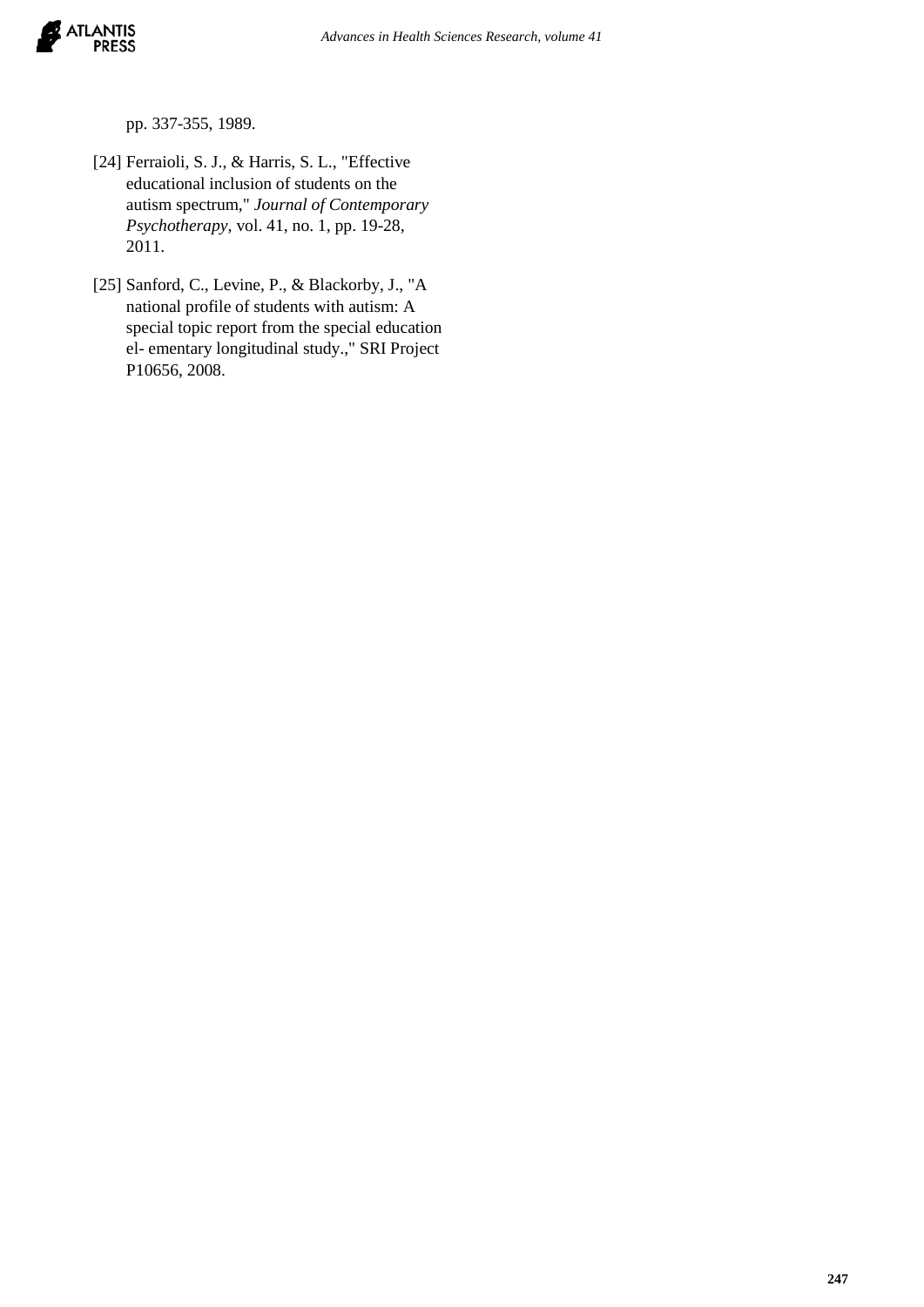pp. 337-355, 1989.

[24] Ferraioli, S. J., & Harris, S. L., "Effective educational inclusion of students on the autism spectrum," *Journal of Contemporary Psychotherapy*, vol. 41, no. 1, pp. 19-28, 2011.

[25] Sanford, C., Levine, P., & Blackorby, J., "A national profile of students with autism: A special topic report from the special education el- ementary longitudinal study.," SRI Project P10656, 2008.